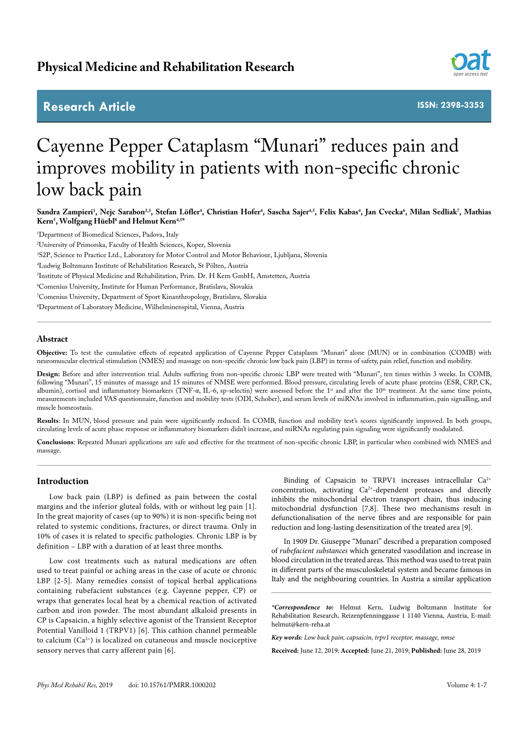Physical Medicine and Rehabilitation Research

Research Article

ISSN: 2398-3353

# Cayenne Pepper Cataplasm "Munari" reduces pain and improves mobility in patients with non-specific chronic low back pain

**Sandra Zampieri[1], Nejc Sarabon[2,3], Stefan Löfler[4], Christian Hofer[4], Sascha Sajer[4,5], Felix Kabas[4], Jan Cvecka[6], Milan Sedliak[7], Mathias Kern[5], Wolfgang Hüebl[8] and Helmut Kern[4,5*]**

[1]Department of Biomedical Sciences, Padova, Italy

[2]University of Primorska, Faculty of Health Sciences, Koper, Slovenia

[3]S2P, Science to Practice Ltd., Laboratory for Motor Control and Motor Behaviour, Ljubljana, Slovenia

[4]Ludwig Boltzmann Institute of Rehabilitation Research, St Pölten, Austria

[5]Institute of Physical Medicine and Rehabilitation, Prim. Dr. H Kern GmbH, Amstetten, Austria

[6]Comenius University, Institute for Human Performance, Bratislava, Slovakia

[7]Comenius University, Department of Sport Kinanthropology, Bratislava, Slovakia

[8]Department of Laboratory Medicine, Wilhelminenspital, Vienna, Austria

## Abstract

**Objective:** To test the cumulative effects of repeated application of Cayenne Pepper Cataplasm "Munari" alone (MUN) or in combination (COMB) with neuromuscular electrical stimulation (NMES) and massage on non-specific chronic low back pain (LBP) in terms of safety, pain relief, function and mobility.

**Design:** Before and after intervention trial. Adults suffering from non-specific chronic LBP were treated with "Munari", ten times within 3 weeks. In COMB, following "Munari", 15 minutes of massage and 15 minutes of NMSE were performed. Blood pressure, circulating levels of acute phase proteins (ESR, CRP, CK, albumin), cortisol and inflammatory biomarkers (TNF-α, IL-6, sp-selectin) were assessed before the 1st and after the 10th treatment. At the same time points, measurements included VAS questionnaire, function and mobility tests (ODI, Schober), and serum levels of miRNAs involved in inflammation, pain signalling, and muscle homeostasis.

**Results**: In MUN, blood pressure and pain were significantly reduced. In COMB, function and mobility test's scores significantly improved. In both groups, circulating levels of acute phase response or inflammatory biomarkers didn't increase, and miRNAs regulating pain signaling were significantly modulated.

**Conclusions**: Repeated Munari applications are safe and effective for the treatment of non-specific chronic LBP, in particular when combined with NMES and massage.

## Introduction

Low back pain (LBP) is defined as pain between the costal margins and the inferior gluteal folds, with or without leg pain [1]. In the great majority of cases (up to 90%) it is non-specific being not related to systemic conditions, fractures, or direct trauma. Only in 10% of cases it is related to specific pathologies. Chronic LBP is by definition – LBP with a duration of at least three months.

Low cost treatments such as natural medications are often used to treat painful or aching areas in the case of acute or chronic LBP [2-5]. Many remedies consist of topical herbal applications containing rubefacient substances (e.g. Cayenne pepper, CP) or wraps that generates local heat by a chemical reaction of activated carbon and iron powder. The most abundant alkaloid presents in CP is Capsaicin, a highly selective agonist of the Transient Receptor Potential Vanilloid 1 (TRPV1) [6]. This cathion channel permeable to calcium ($Ca^{2+}$) is localized on cutaneous and muscle nociceptive sensory nerves that carry afferent pain [6].

Binding of Capsaicin to TRPV1 increases intracellular $Ca^{2+}$ concentration, activating $Ca^{2+}$-dependent proteases and directly inhibits the mitochondrial electron transport chain, thus inducing mitochondrial dysfunction [7,8]. These two mechanisms result in defunctionalisation of the nerve fibres and are responsible for pain reduction and long-lasting desensitization of the treated area [9].

In 1909 Dr. Giuseppe "Munari" described a preparation composed of *rubefacient substances* which generated vasodilation and increase in blood circulation in the treated areas. This method was used to treat pain in different parts of the musculoskeletal system and became famous in Italy and the neighbouring countries. In Austria a similar application

***Correspondence to:*** Helmut Kern, Ludwig Boltzmann Institute for Rehabilitation Research, Reizenpfenninggasse 1 1140 Vienna, Austria, E-mail: helmut@kern-reha.at

***Key words:*** *Low back pain, capsaicin, trpv1 receptor, massage, nmse*

**Received:** June 12, 2019; **Accepted:** June 21, 2019; **Published:** June 28, 2019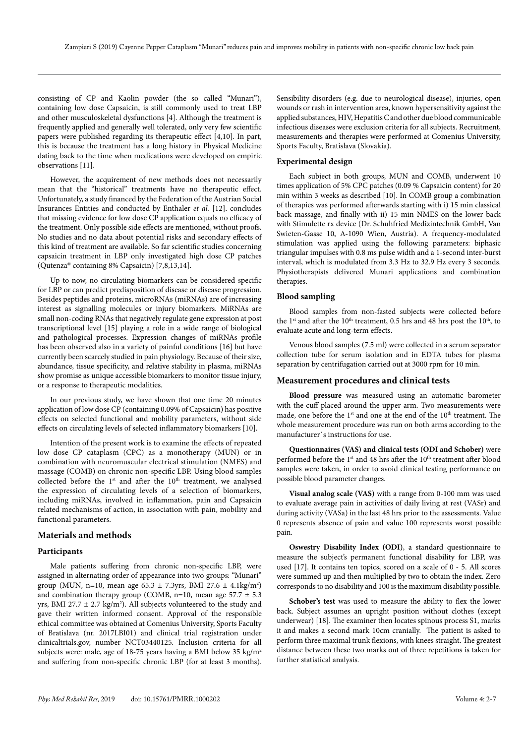consisting of CP and Kaolin powder (the so called "Munari"), containing low dose Capsaicin, is still commonly used to treat LBP and other musculoskeletal dysfunctions [4]. Although the treatment is frequently applied and generally well tolerated, only very few scientific papers were published regarding its therapeutic effect [4,10]. In part, this is because the treatment has a long history in Physical Medicine dating back to the time when medications were developed on empiric observations [11].

However, the acquirement of new methods does not necessarily mean that the "historical" treatments have no therapeutic effect. Unfortunately, a study financed by the Federation of the Austrian Social Insurances Entities and conducted by Enthaler *et al.* [12]. concludes that missing evidence for low dose CP application equals no efficacy of the treatment. Only possible side effects are mentioned, without proofs. No studies and no data about potential risks and secondary effects of this kind of treatment are available. So far scientific studies concerning capsaicin treatment in LBP only investigated high dose CP patches (Qutenza® containing 8% Capsaicin) [7,8,13,14].

Up to now, no circulating biomarkers can be considered specific for LBP or can predict predisposition of disease or disease progression. Besides peptides and proteins, microRNAs (miRNAs) are of increasing interest as signalling molecules or injury biomarkers. MiRNAs are small non-coding RNAs that negatively regulate gene expression at post transcriptional level [15] playing a role in a wide range of biological and pathological processes. Expression changes of miRNAs profile has been observed also in a variety of painful conditions [16] but have currently been scarcely studied in pain physiology. Because of their size, abundance, tissue specificity, and relative stability in plasma, miRNAs show promise as unique accessible biomarkers to monitor tissue injury, or a response to therapeutic modalities.

In our previous study, we have shown that one time 20 minutes application of low dose CP (containing 0.09% of Capsaicin) has positive effects on selected functional and mobility parameters, without side effects on circulating levels of selected inflammatory biomarkers [10].

Intention of the present work is to examine the effects of repeated low dose CP cataplasm (CPC) as a monotherapy (MUN) or in combination with neuromuscular electrical stimulation (NMES) and massage (COMB) on chronic non-specific LBP. Using blood samples collected before the 1st and after the 10th treatment, we analysed the expression of circulating levels of a selection of biomarkers, including miRNAs, involved in inflammation, pain and Capsaicin related mechanisms of action, in association with pain, mobility and functional parameters.

## Materials and methods

### Participants

Male patients suffering from chronic non-specific LBP, were assigned in alternating order of appearance into two groups: "Munari" group (MUN, n=10, mean age 65.3 ± 7.3yrs, BMI 27.6 ± 4.1kg/m$^2$) and combination therapy group (COMB, n=10, mean age 57.7 ± 5.3 yrs, BMI 27.7 ± 2.7 kg/m$^2$). All subjects volunteered to the study and gave their written informed consent. Approval of the responsible ethical committee was obtained at Comenius University, Sports Faculty of Bratislava (nr. 2017LBI01) and clinical trial registration under clinicaltrials.gov, number NCT03440125. Inclusion criteria for all subjects were: male, age of 18-75 years having a BMI below 35 kg/m$^2$ and suffering from non-specific chronic LBP (for at least 3 months). Sensibility disorders (e.g. due to neurological disease), injuries, open wounds or rash in intervention area, known hypersensitivity against the applied substances, HIV, Hepatitis C and other due blood communicable infectious diseases were exclusion criteria for all subjects. Recruitment, measurements and therapies were performed at Comenius University, Sports Faculty, Bratislava (Slovakia).

### Experimental design

Each subject in both groups, MUN and COMB, underwent 10 times application of 5% CPC patches (0.09 % Capsaicin content) for 20 min within 3 weeks as described [10]. In COMB group a combination of therapies was performed afterwards starting with i) 15 min classical back massage, and finally with ii) 15 min NMES on the lower back with Stimulette rx device (Dr. Schuhfried Medizintechnik GmbH, Van Swieten-Gasse 10, A-1090 Wien, Austria). A frequency-modulated stimulation was applied using the following parameters: biphasic triangular impulses with 0.8 ms pulse width and a 1-second inter-burst interval, which is modulated from 3.3 Hz to 32.9 Hz every 3 seconds. Physiotherapists delivered Munari applications and combination therapies.

### Blood sampling

Blood samples from non-fasted subjects were collected before the 1st and after the 10th treatment, 0.5 hrs and 48 hrs post the 10th, to evaluate acute and long-term effects.

Venous blood samples (7.5 ml) were collected in a serum separator collection tube for serum isolation and in EDTA tubes for plasma separation by centrifugation carried out at 3000 rpm for 10 min.

## Measurement procedures and clinical tests

**Blood pressure** was measured using an automatic barometer with the cuff placed around the upper arm. Two measurements were made, one before the 1st and one at the end of the 10th treatment. The whole measurement procedure was run on both arms according to the manufacturer`s instructions for use.

**Questionnaires (VAS) and clinical tests (ODI and Schober)** were performed before the 1st and 48 hrs after the 10th treatment after blood samples were taken, in order to avoid clinical testing performance on possible blood parameter changes.

**Visual analog scale (VAS)** with a range from 0-100 mm was used to evaluate average pain in activities of daily living at rest (VASr) and during activity (VASa) in the last 48 hrs prior to the assessments. Value 0 represents absence of pain and value 100 represents worst possible pain.

**Oswestry Disability Index (ODI)**, a standard questionnaire to measure the subject's permanent functional disability for LBP, was used [17]. It contains ten topics, scored on a scale of 0 - 5. All scores were summed up and then multiplied by two to obtain the index. Zero corresponds to no disability and 100 is the maximum disability possible.

**Schober's test** was used to measure the ability to flex the lower back. Subject assumes an upright position without clothes (except underwear) [18]. The examiner then locates spinous process S1, marks it and makes a second mark 10cm cranially. The patient is asked to perform three maximal trunk flexions, with knees straight. The greatest distance between these two marks out of three repetitions is taken for further statistical analysis.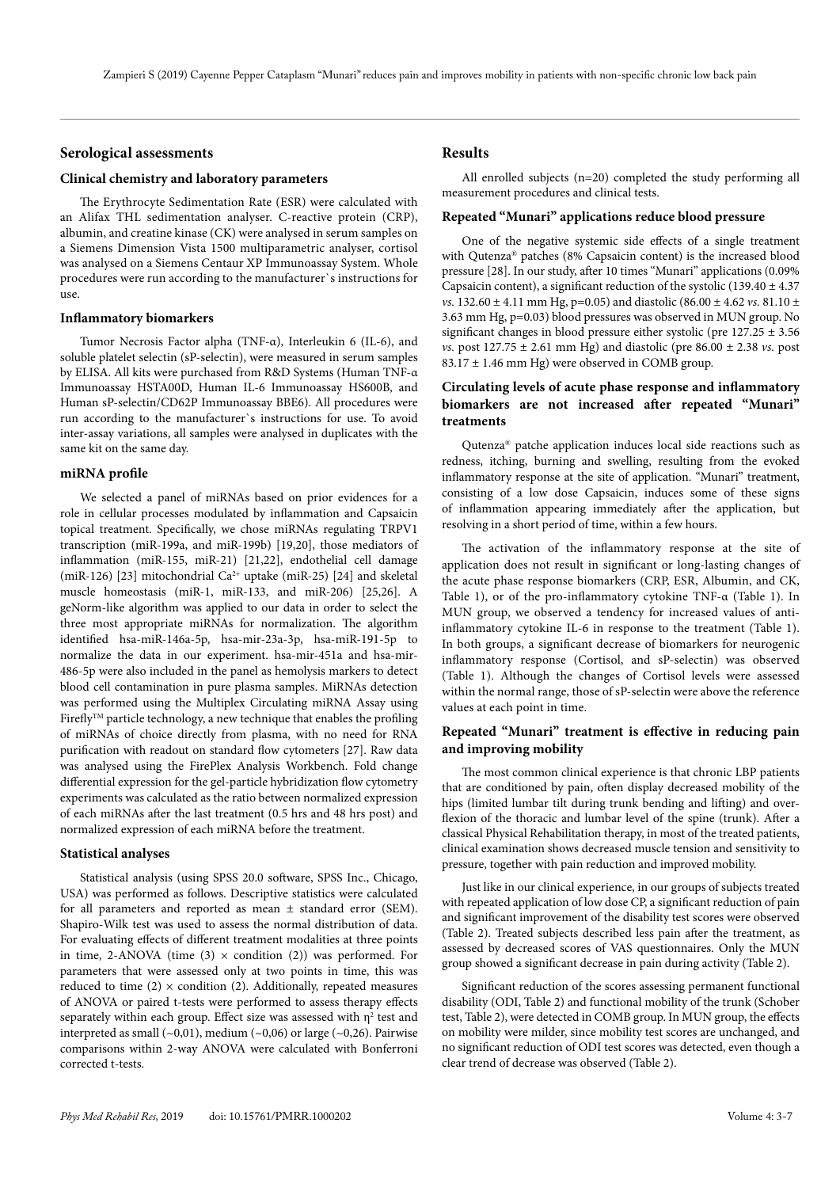## Serological assessments

### Clinical chemistry and laboratory parameters

The Erythrocyte Sedimentation Rate (ESR) were calculated with an Alifax THL sedimentation analyser. C-reactive protein (CRP), albumin, and creatine kinase (CK) were analysed in serum samples on a Siemens Dimension Vista 1500 multiparametric analyser, cortisol was analysed on a Siemens Centaur XP Immunoassay System. Whole procedures were run according to the manufacturer`s instructions for use.

### Inflammatory biomarkers

Tumor Necrosis Factor alpha (TNF-α), Interleukin 6 (IL-6), and soluble platelet selectin (sP-selectin), were measured in serum samples by ELISA. All kits were purchased from R&D Systems (Human TNF-α Immunoassay HSTA00D, Human IL-6 Immunoassay HS600B, and Human sP-selectin/CD62P Immunoassay BBE6). All procedures were run according to the manufacturer`s instructions for use. To avoid inter-assay variations, all samples were analysed in duplicates with the same kit on the same day.

### miRNA profile

We selected a panel of miRNAs based on prior evidences for a role in cellular processes modulated by inflammation and Capsaicin topical treatment. Specifically, we chose miRNAs regulating TRPV1 transcription (miR-199a, and miR-199b) [19,20], those mediators of inflammation (miR-155, miR-21) [21,22], endothelial cell damage (miR-126) [23] mitochondrial $Ca^{2+}$ uptake (miR-25) [24] and skeletal muscle homeostasis (miR-1, miR-133, and miR-206) [25,26]. A geNorm-like algorithm was applied to our data in order to select the three most appropriate miRNAs for normalization. The algorithm identified hsa-miR-146a-5p, hsa-mir-23a-3p, hsa-miR-191-5p to normalize the data in our experiment. hsa-mir-451a and hsa-mir-486-5p were also included in the panel as hemolysis markers to detect blood cell contamination in pure plasma samples. MiRNAs detection was performed using the Multiplex Circulating miRNA Assay using Firefly™ particle technology, a new technique that enables the profiling of miRNAs of choice directly from plasma, with no need for RNA purification with readout on standard flow cytometers [27]. Raw data was analysed using the FirePlex Analysis Workbench. Fold change differential expression for the gel-particle hybridization flow cytometry experiments was calculated as the ratio between normalized expression of each miRNAs after the last treatment (0.5 hrs and 48 hrs post) and normalized expression of each miRNA before the treatment.

### Statistical analyses

Statistical analysis (using SPSS 20.0 software, SPSS Inc., Chicago, USA) was performed as follows. Descriptive statistics were calculated for all parameters and reported as mean ± standard error (SEM). Shapiro-Wilk test was used to assess the normal distribution of data. For evaluating effects of different treatment modalities at three points in time, 2-ANOVA (time (3) × condition (2)) was performed. For parameters that were assessed only at two points in time, this was reduced to time (2) × condition (2). Additionally, repeated measures of ANOVA or paired t-tests were performed to assess therapy effects separately within each group. Effect size was assessed with $\eta^2$ test and interpreted as small (~0,01), medium (~0,06) or large (~0,26). Pairwise comparisons within 2-way ANOVA were calculated with Bonferroni corrected t-tests.

## Results

All enrolled subjects (n=20) completed the study performing all measurement procedures and clinical tests.

### Repeated "Munari" applications reduce blood pressure

One of the negative systemic side effects of a single treatment with Qutenza® patches (8% Capsaicin content) is the increased blood pressure [28]. In our study, after 10 times "Munari" applications (0.09% Capsaicin content), a significant reduction of the systolic (139.40 ± 4.37 *vs.* 132.60 ± 4.11 mm Hg, p=0.05) and diastolic (86.00 ± 4.62 *vs.* 81.10 ± 3.63 mm Hg, p=0.03) blood pressures was observed in MUN group. No significant changes in blood pressure either systolic (pre 127.25 ± 3.56 *vs.* post 127.75 ± 2.61 mm Hg) and diastolic (pre 86.00 ± 2.38 *vs.* post 83.17 ± 1.46 mm Hg) were observed in COMB group.

### Circulating levels of acute phase response and inflammatory biomarkers are not increased after repeated "Munari" treatments

Qutenza® patche application induces local side reactions such as redness, itching, burning and swelling, resulting from the evoked inflammatory response at the site of application. "Munari" treatment, consisting of a low dose Capsaicin, induces some of these signs of inflammation appearing immediately after the application, but resolving in a short period of time, within a few hours.

The activation of the inflammatory response at the site of application does not result in significant or long-lasting changes of the acute phase response biomarkers (CRP, ESR, Albumin, and CK, Table 1), or of the pro-inflammatory cytokine TNF-α (Table 1). In MUN group, we observed a tendency for increased values of anti-inflammatory cytokine IL-6 in response to the treatment (Table 1). In both groups, a significant decrease of biomarkers for neurogenic inflammatory response (Cortisol, and sP-selectin) was observed (Table 1). Although the changes of Cortisol levels were assessed within the normal range, those of sP-selectin were above the reference values at each point in time.

### Repeated "Munari" treatment is effective in reducing pain and improving mobility

The most common clinical experience is that chronic LBP patients that are conditioned by pain, often display decreased mobility of the hips (limited lumbar tilt during trunk bending and lifting) and over-flexion of the thoracic and lumbar level of the spine (trunk). After a classical Physical Rehabilitation therapy, in most of the treated patients, clinical examination shows decreased muscle tension and sensitivity to pressure, together with pain reduction and improved mobility.

Just like in our clinical experience, in our groups of subjects treated with repeated application of low dose CP, a significant reduction of pain and significant improvement of the disability test scores were observed (Table 2). Treated subjects described less pain after the treatment, as assessed by decreased scores of VAS questionnaires. Only the MUN group showed a significant decrease in pain during activity (Table 2).

Significant reduction of the scores assessing permanent functional disability (ODI, Table 2) and functional mobility of the trunk (Schober test, Table 2), were detected in COMB group. In MUN group, the effects on mobility were milder, since mobility test scores are unchanged, and no significant reduction of ODI test scores was detected, even though a clear trend of decrease was observed (Table 2).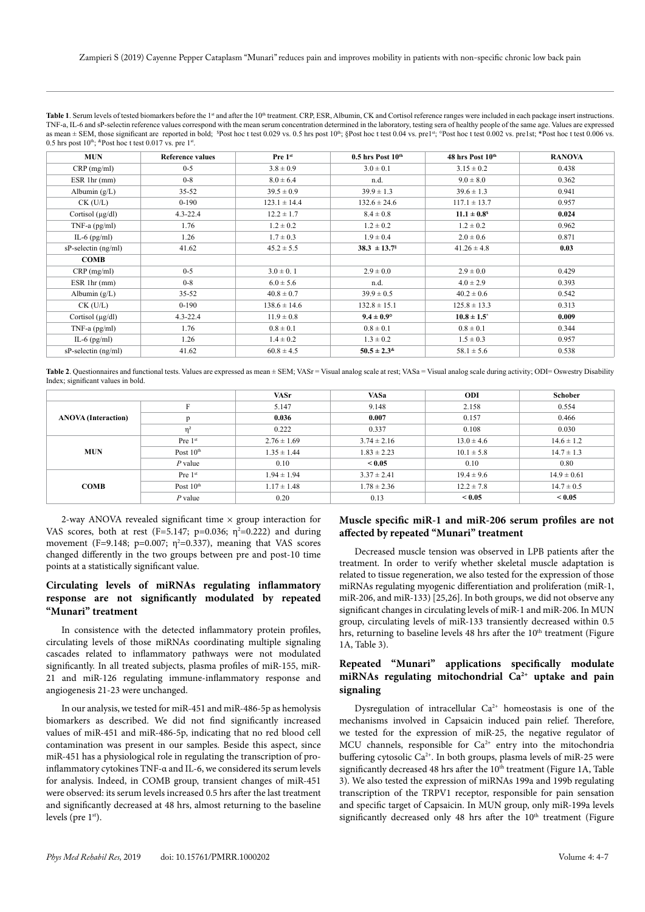**Table 1**. Serum levels of tested biomarkers before the 1st and after the 10th treatment. CRP, ESR, Albumin, CK and Cortisol reference ranges were included in each package insert instructions. TNF-a, IL-6 and sP-selectin reference values correspond with the mean serum concentration determined in the laboratory, testing sera of healthy people of the same age. Values are expressed as mean ± SEM, those significant are reported in bold; $Post hoc t test 0.029 vs. 0.5 hrs post 10th; §Post hoc t test 0.04 vs. pre1st; °Post hoc t test 0.002 vs. pre1st; *Post hoc t test 0.006 vs. 0.5 hrs post 10th; &Post hoc t test 0.017 vs. pre 1st.

| MUN | Reference values | Pre 1st | 0.5 hrs Post 10th | 48 hrs Post 10th | RANOVA |
|---|---|---|---|---|---|
| CRP (mg/ml) | 0-5 | 3.8 ± 0.9 | 3.0 ± 0.1 | 3.15 ± 0.2 | 0.438 |
| ESR 1hr (mm) | 0-8 | 8.0 ± 6.4 | n.d. | 9.0 ± 8.0 | 0.362 |
| Albumin (g/L) | 35-52 | 39.5 ± 0.9 | 39.9 ± 1.3 | 39.6 ± 1.3 | 0.941 |
| CK (U/L) | 0-190 | 123.1 ± 14.4 | 132.6 ± 24.6 | 117.1 ± 13.7 | 0.957 |
| Cortisol (µg/dl) | 4.3-22.4 | 12.2 ± 1.7 | 8.4 ± 0.8 | **11.1 ± 0.8$** | **0.024** |
| TNF-a (pg/ml) | 1.76 | 1.2 ± 0.2 | 1.2 ± 0.2 | 1.2 ± 0.2 | 0.962 |
| IL-6 (pg/ml) | 1.26 | 1.7 ± 0.3 | 1.9 ± 0.4 | 2.0 ± 0.6 | 0.871 |
| sP-selectin (ng/ml) | 41.62 | 45.2 ± 5.5 | **38.3 ± 13.7§** | 41.26 ± 4.8 | **0.03** |
| **COMB** | | | | | |
| CRP (mg/ml) | 0-5 | 3.0 ± 0. 1 | 2.9 ± 0.0 | 2.9 ± 0.0 | 0.429 |
| ESR 1hr (mm) | 0-8 | 6.0 ± 5.6 | n.d. | 4.0 ± 2.9 | 0.393 |
| Albumin (g/L) | 35-52 | 40.8 ± 0.7 | 39.9 ± 0.5 | 40.2 ± 0.6 | 0.542 |
| CK (U/L) | 0-190 | 138.6 ± 14.6 | 132.8 ± 15.1 | 125.8 ± 13.3 | 0.313 |
| Cortisol (µg/dl) | 4.3-22.4 | 11.9 ± 0.8 | **9.4 ± 0.9°** | **10.8 ± 1.5*** | **0.009** |
| TNF-a (pg/ml) | 1.76 | 0.8 ± 0.1 | 0.8 ± 0.1 | 0.8 ± 0.1 | 0.344 |
| IL-6 (pg/ml) | 1.26 | 1.4 ± 0.2 | 1.3 ± 0.2 | 1.5 ± 0.3 | 0.957 |
| sP-selectin (ng/ml) | 41.62 | 60.8 ± 4.5 | **50.5 ± 2.3&** | 58.1 ± 5.6 | 0.538 |

**Table 2**. Questionnaires and functional tests. Values are expressed as mean ± SEM; VASr = Visual analog scale at rest; VASa = Visual analog scale during activity; ODI= Oswestry Disability Index; significant values in bold.

| | | VASr | VASa | ODI | Schober |
|---|---|---|---|---|---|
| **ANOVA (Interaction)** | F | 5.147 | 9.148 | 2.158 | 0.554 |
| | p | **0.036** | **0.007** | 0.157 | 0.466 |
| | $\eta^2$ | 0.222 | 0.337 | 0.108 | 0.030 |
| **MUN** | Pre 1st | 2.76 ± 1.69 | 3.74 ± 2.16 | 13.0 ± 4.6 | 14.6 ± 1.2 |
| | Post 10th | 1.35 ± 1.44 | 1.83 ± 2.23 | 10.1 ± 5.8 | 14.7 ± 1.3 |
| | *P* value | 0.10 | **< 0.05** | 0.10 | 0.80 |
| **COMB** | Pre 1st | 1.94 ± 1.94 | 3.37 ± 2.41 | 19.4 ± 9.6 | 14.9 ± 0.61 |
| | Post 10th | 1.17 ± 1.48 | 1.78 ± 2.36 | 12.2 ± 7.8 | 14.7 ± 0.5 |
| | *P* value | 0.20 | 0.13 | **< 0.05** | **< 0.05** |

2-way ANOVA revealed significant time × group interaction for VAS scores, both at rest ($F=5.147$; $p=0.036$; $\eta^2=0.222$) and during movement ($F=9.148$; $p=0.007$; $\eta^2=0.337$), meaning that VAS scores changed differently in the two groups between pre and post-10 time points at a statistically significant value.

## Circulating levels of miRNAs regulating inflammatory response are not significantly modulated by repeated "Munari" treatment

In consistence with the detected inflammatory protein profiles, circulating levels of those miRNAs coordinating multiple signaling cascades related to inflammatory pathways were not modulated significantly. In all treated subjects, plasma profiles of miR-155, miR-21 and miR-126 regulating immune-inflammatory response and angiogenesis 21-23 were unchanged.

In our analysis, we tested for miR-451 and miR-486-5p as hemolysis biomarkers as described. We did not find significantly increased values of miR-451 and miR-486-5p, indicating that no red blood cell contamination was present in our samples. Beside this aspect, since miR-451 has a physiological role in regulating the transcription of pro-inflammatory cytokines TNF-α and IL-6, we considered its serum levels for analysis. Indeed, in COMB group, transient changes of miR-451 were observed: its serum levels increased 0.5 hrs after the last treatment and significantly decreased at 48 hrs, almost returning to the baseline levels (pre 1st).

## Muscle specific miR-1 and miR-206 serum profiles are not affected by repeated "Munari" treatment

Decreased muscle tension was observed in LPB patients after the treatment. In order to verify whether skeletal muscle adaptation is related to tissue regeneration, we also tested for the expression of those miRNAs regulating myogenic differentiation and proliferation (miR-1, miR-206, and miR-133) [25,26]. In both groups, we did not observe any significant changes in circulating levels of miR-1 and miR-206. In MUN group, circulating levels of miR-133 transiently decreased within 0.5 hrs, returning to baseline levels 48 hrs after the 10th treatment (Figure 1A, Table 3).

## Repeated "Munari" applications specifically modulate miRNAs regulating mitochondrial $Ca^{2+}$ uptake and pain signaling

Dysregulation of intracellular $Ca^{2+}$ homeostasis is one of the mechanisms involved in Capsaicin induced pain relief. Therefore, we tested for the expression of miR-25, the negative regulator of MCU channels, responsible for $Ca^{2+}$ entry into the mitochondria buffering cytosolic $Ca^{2+}$. In both groups, plasma levels of miR-25 were significantly decreased 48 hrs after the 10th treatment (Figure 1A, Table 3). We also tested the expression of miRNAs 199a and 199b regulating transcription of the TRPV1 receptor, responsible for pain sensation and specific target of Capsaicin. In MUN group, only miR-199a levels significantly decreased only 48 hrs after the 10th treatment (Figure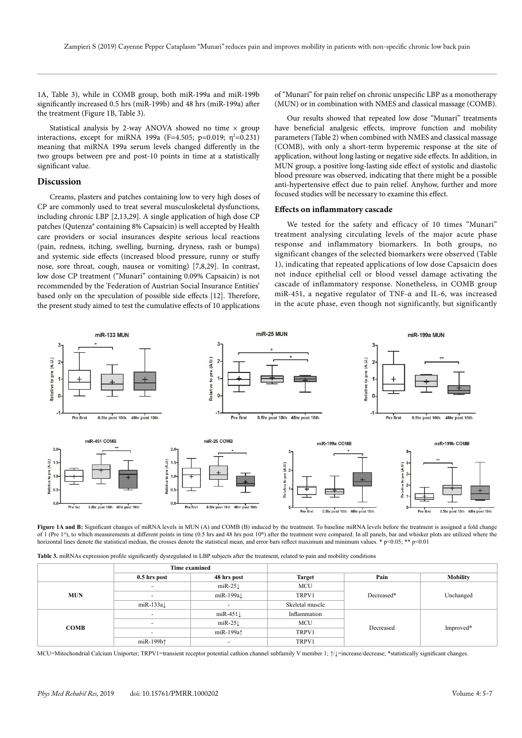1A, Table 3), while in COMB group, both miR-199a and miR-199b significantly increased 0.5 hrs (miR-199b) and 48 hrs (miR-199a) after the treatment (Figure 1B, Table 3).

Statistical analysis by 2-way ANOVA showed no time × group interactions, except for miRNA 199a ($F=4.505$; $p=0.019$; $\eta^2=0.231$) meaning that miRNA 199a serum levels changed differently in the two groups between pre and post-10 points in time at a statistically significant value.

## Discussion

Creams, plasters and patches containing low to very high doses of CP are commonly used to treat several musculoskeletal dysfunctions, including chronic LBP [2,13,29]. A single application of high dose CP patches (Qutenza® containing 8% Capsaicin) is well accepted by Health care providers or social insurances despite serious local reactions (pain, redness, itching, swelling, burning, dryness, rash or bumps) and systemic side effects (increased blood pressure, runny or stuffy nose, sore throat, cough, nausea or vomiting) [7,8,29]. In contrast, low dose CP treatment ("Munari" containing 0.09% Capsaicin) is not recommended by the 'Federation of Austrian Social Insurance Entities' based only on the speculation of possible side effects [12]. Therefore, the present study aimed to test the cumulative effects of 10 applications of "Munari" for pain relief on chronic unspecific LBP as a monotherapy (MUN) or in combination with NMES and classical massage (COMB).

Our results showed that repeated low dose "Munari" treatments have beneficial analgesic effects, improve function and mobility parameters (Table 2) when combined with NMES and classical massage (COMB), with only a short-term hyperemic response at the site of application, without long lasting or negative side effects. In addition, in MUN group, a positive long-lasting side effect of systolic and diastolic blood pressure was observed, indicating that there might be a possible anti-hypertensive effect due to pain relief. Anyhow, further and more focused studies will be necessary to examine this effect.

### Effects on inflammatory cascade

We tested for the safety and efficacy of 10 times "Munari" treatment analysing circulating levels of the major acute phase response and inflammatory biomarkers. In both groups, no significant changes of the selected biomarkers were observed (Table 1), indicating that repeated applications of low dose Capsaicin does not induce epithelial cell or blood vessel damage activating the cascade of inflammatory response. Nonetheless, in COMB group miR-451, a negative regulator of TNF-α and IL-6, was increased in the acute phase, even though not significantly, but significantly

**Figure 1A and B:** Significant changes of miRNA levels in MUN (A) and COMB (B) induced by the treatment. To baseline miRNA levels before the treatment is assigned a fold change of 1 (Pre 1st), to which measurements at different points in time (0.5 hrs and 48 hrs post 10th) after the treatment were compared. In all panels, bar and whisker plots are utilized where the horizontal lines denote the statistical median, the crosses denote the statistical mean, and error bars reflect maximum and minimum values. * $p<0.05$; ** $p<0.01$

**Table 3.** miRNAs expression profile significantly dysregulated in LBP subjects after the treatment, related to pain and mobility conditions

| | Time examined | | | | |
|---|---|---|---|---|---|
| | 0.5 hrs post | 48 hrs post | Target | Pain | Mobility |
| **MUN** | - | miR-25↓ | MCU | Decreased* | Unchanged |
| | - | miR-199a↓ | TRPV1 | | |
| | miR-133a↓ | - | Skeletal muscle | | |
| **COMB** | - | miR-451↓ | Inflammation | Decreased | Improved* |
| | - | miR-25↓ | MCU | | |
| | - | miR-199a↑ | TRPV1 | | |
| | miR-199b↑ | - | TRPV1 | | |

MCU=Mitochondrial Calcium Uniporter; TRPV1=transient receptor potential cathion channel subfamily V member 1; ↑/↓=increase/decrease; *statistically significant changes.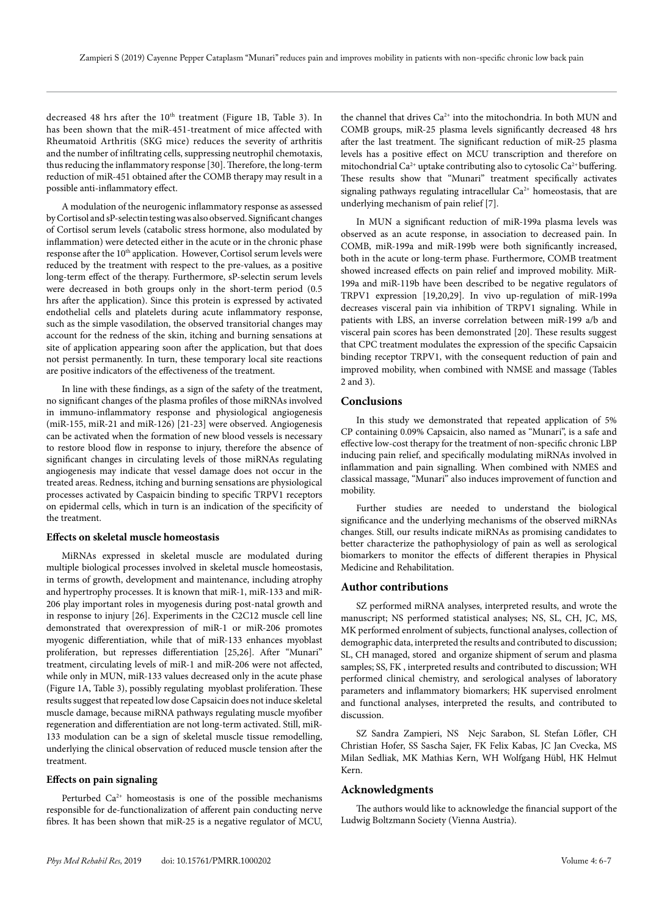decreased 48 hrs after the 10th treatment (Figure 1B, Table 3). In has been shown that the miR-451-treatment of mice affected with Rheumatoid Arthritis (SKG mice) reduces the severity of arthritis and the number of infiltrating cells, suppressing neutrophil chemotaxis, thus reducing the inflammatory response [30]. Therefore, the long-term reduction of miR-451 obtained after the COMB therapy may result in a possible anti-inflammatory effect.

A modulation of the neurogenic inflammatory response as assessed by Cortisol and sP-selectin testing was also observed. Significant changes of Cortisol serum levels (catabolic stress hormone, also modulated by inflammation) were detected either in the acute or in the chronic phase response after the 10th application. However, Cortisol serum levels were reduced by the treatment with respect to the pre-values, as a positive long-term effect of the therapy. Furthermore, sP-selectin serum levels were decreased in both groups only in the short-term period (0.5 hrs after the application). Since this protein is expressed by activated endothelial cells and platelets during acute inflammatory response, such as the simple vasodilation, the observed transitorial changes may account for the redness of the skin, itching and burning sensations at site of application appearing soon after the application, but that does not persist permanently. In turn, these temporary local site reactions are positive indicators of the effectiveness of the treatment.

In line with these findings, as a sign of the safety of the treatment, no significant changes of the plasma profiles of those miRNAs involved in immuno-inflammatory response and physiological angiogenesis (miR-155, miR-21 and miR-126) [21-23] were observed. Angiogenesis can be activated when the formation of new blood vessels is necessary to restore blood flow in response to injury, therefore the absence of significant changes in circulating levels of those miRNAs regulating angiogenesis may indicate that vessel damage does not occur in the treated areas. Redness, itching and burning sensations are physiological processes activated by Caspaicin binding to specific TRPV1 receptors on epidermal cells, which in turn is an indication of the specificity of the treatment.

### Effects on skeletal muscle homeostasis

MiRNAs expressed in skeletal muscle are modulated during multiple biological processes involved in skeletal muscle homeostasis, in terms of growth, development and maintenance, including atrophy and hypertrophy processes. It is known that miR-1, miR-133 and miR-206 play important roles in myogenesis during post-natal growth and in response to injury [26]. Experiments in the C2C12 muscle cell line demonstrated that overexpression of miR-1 or miR-206 promotes myogenic differentiation, while that of miR-133 enhances myoblast proliferation, but represses differentiation [25,26]. After "Munari" treatment, circulating levels of miR-1 and miR-206 were not affected, while only in MUN, miR-133 values decreased only in the acute phase (Figure 1A, Table 3), possibly regulating myoblast proliferation. These results suggest that repeated low dose Capsaicin does not induce skeletal muscle damage, because miRNA pathways regulating muscle myofiber regeneration and differentiation are not long-term activated. Still, miR-133 modulation can be a sign of skeletal muscle tissue remodelling, underlying the clinical observation of reduced muscle tension after the treatment.

### Effects on pain signaling

Perturbed $Ca^{2+}$ homeostasis is one of the possible mechanisms responsible for de-functionalization of afferent pain conducting nerve fibres. It has been shown that miR-25 is a negative regulator of MCU, the channel that drives $Ca^{2+}$ into the mitochondria. In both MUN and COMB groups, miR-25 plasma levels significantly decreased 48 hrs after the last treatment. The significant reduction of miR-25 plasma levels has a positive effect on MCU transcription and therefore on mitochondrial $Ca^{2+}$ uptake contributing also to cytosolic $Ca^{2+}$ buffering. These results show that "Munari" treatment specifically activates signaling pathways regulating intracellular $Ca^{2+}$ homeostasis, that are underlying mechanism of pain relief [7].

In MUN a significant reduction of miR-199a plasma levels was observed as an acute response, in association to decreased pain. In COMB, miR-199a and miR-199b were both significantly increased, both in the acute or long-term phase. Furthermore, COMB treatment showed increased effects on pain relief and improved mobility. MiR-199a and miR-119b have been described to be negative regulators of TRPV1 expression [19,20,29]. In vivo up-regulation of miR-199a decreases visceral pain via inhibition of TRPV1 signaling. While in patients with LBS, an inverse correlation between miR-199 a/b and visceral pain scores has been demonstrated [20]. These results suggest that CPC treatment modulates the expression of the specific Capsaicin binding receptor TRPV1, with the consequent reduction of pain and improved mobility, when combined with NMSE and massage (Tables 2 and 3).

## Conclusions

In this study we demonstrated that repeated application of 5% CP containing 0.09% Capsaicin, also named as "Munari", is a safe and effective low-cost therapy for the treatment of non-specific chronic LBP inducing pain relief, and specifically modulating miRNAs involved in inflammation and pain signalling. When combined with NMES and classical massage, "Munari" also induces improvement of function and mobility.

Further studies are needed to understand the biological significance and the underlying mechanisms of the observed miRNAs changes. Still, our results indicate miRNAs as promising candidates to better characterize the pathophysiology of pain as well as serological biomarkers to monitor the effects of different therapies in Physical Medicine and Rehabilitation.

## Author contributions

SZ performed miRNA analyses, interpreted results, and wrote the manuscript; NS performed statistical analyses; NS, SL, CH, JC, MS, MK performed enrolment of subjects, functional analyses, collection of demographic data, interpreted the results and contributed to discussion; SL, CH managed, stored and organize shipment of serum and plasma samples; SS, FK , interpreted results and contributed to discussion; WH performed clinical chemistry, and serological analyses of laboratory parameters and inflammatory biomarkers; HK supervised enrolment and functional analyses, interpreted the results, and contributed to discussion.

SZ Sandra Zampieri, NS Nejc Sarabon, SL Stefan Löfler, CH Christian Hofer, SS Sascha Sajer, FK Felix Kabas, JC Jan Cvecka, MS Milan Sedliak, MK Mathias Kern, WH Wolfgang Hübl, HK Helmut Kern.

## Acknowledgments

The authors would like to acknowledge the financial support of the Ludwig Boltzmann Society (Vienna Austria).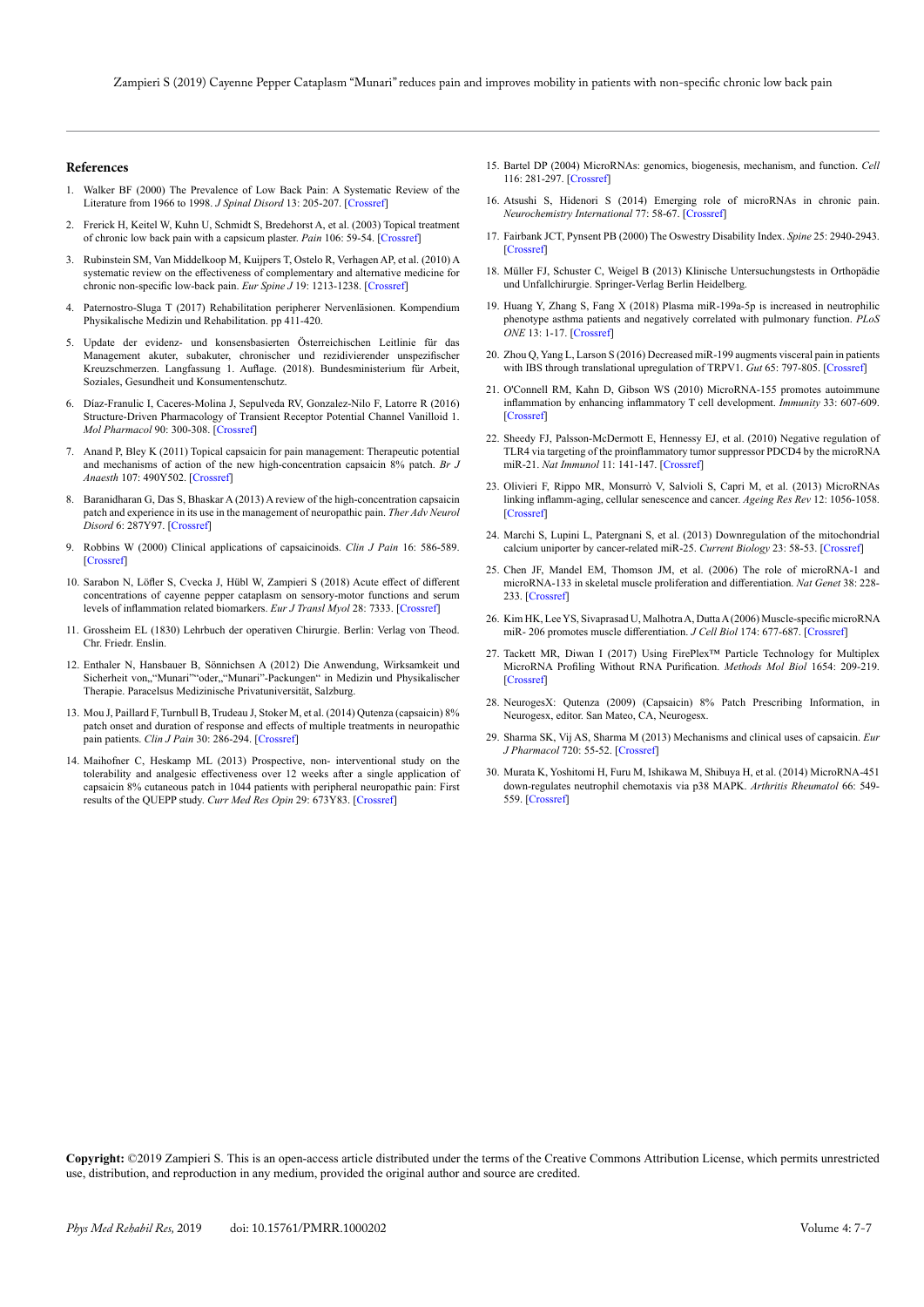## References

1. Walker BF (2000) The Prevalence of Low Back Pain: A Systematic Review of the Literature from 1966 to 1998. *J Spinal Disord* 13: 205-207. [Crossref]

2. Frerick H, Keitel W, Kuhn U, Schmidt S, Bredehorst A, et al. (2003) Topical treatment of chronic low back pain with a capsicum plaster. *Pain* 106: 59-54. [Crossref]

3. Rubinstein SM, Van Middelkoop M, Kuijpers T, Ostelo R, Verhagen AP, et al. (2010) A systematic review on the effectiveness of complementary and alternative medicine for chronic non-specific low-back pain. *Eur Spine J* 19: 1213-1238. [Crossref]

4. Paternostro-Sluga T (2017) Rehabilitation peripherer Nervenläsionen. Kompendium Physikalische Medizin und Rehabilitation. pp 411-420.

5. Update der evidenz- und konsensbasierten Österreichischen Leitlinie für das Management akuter, subakuter, chronischer und rezidivierender unspezifischer Kreuzschmerzen. Langfassung 1. Auflage. (2018). Bundesministerium für Arbeit, Soziales, Gesundheit und Konsumentenschutz.

6. Díaz-Franulic I, Caceres-Molina J, Sepulveda RV, Gonzalez-Nilo F, Latorre R (2016) Structure-Driven Pharmacology of Transient Receptor Potential Channel Vanilloid 1. *Mol Pharmacol* 90: 300-308. [Crossref]

7. Anand P, Bley K (2011) Topical capsaicin for pain management: Therapeutic potential and mechanisms of action of the new high-concentration capsaicin 8% patch. *Br J Anaesth* 107: 490Y502. [Crossref]

8. Baranidharan G, Das S, Bhaskar A (2013) A review of the high-concentration capsaicin patch and experience in its use in the management of neuropathic pain. *Ther Adv Neurol Disord* 6: 287Y97. [Crossref]

9. Robbins W (2000) Clinical applications of capsaicinoids. *Clin J Pain* 16: 586-589. [Crossref]

10. Sarabon N, Löfler S, Cvecka J, Hübl W, Zampieri S (2018) Acute effect of different concentrations of cayenne pepper cataplasm on sensory-motor functions and serum levels of inflammation related biomarkers. *Eur J Transl Myol* 28: 7333. [Crossref]

11. Grossheim EL (1830) Lehrbuch der operativen Chirurgie. Berlin: Verlag von Theod. Chr. Friedr. Enslin.

12. Enthaler N, Hansbauer B, Sönnichsen A (2012) Die Anwendung, Wirksamkeit und Sicherheit von„"Munari"‟oder„"Munari"-Packungen" in Medizin und Physikalischer Therapie. Paracelsus Medizinische Privatuniversität, Salzburg.

13. Mou J, Paillard F, Turnbull B, Trudeau J, Stoker M, et al. (2014) Qutenza (capsaicin) 8% patch onset and duration of response and effects of multiple treatments in neuropathic pain patients. *Clin J Pain* 30: 286-294. [Crossref]

14. Maihofner C, Heskamp ML (2013) Prospective, non- interventional study on the tolerability and analgesic effectiveness over 12 weeks after a single application of capsaicin 8% cutaneous patch in 1044 patients with peripheral neuropathic pain: First results of the QUEPP study. *Curr Med Res Opin* 29: 673Y83. [Crossref]

15. Bartel DP (2004) MicroRNAs: genomics, biogenesis, mechanism, and function. *Cell* 116: 281-297. [Crossref]

16. Atsushi S, Hidenori S (2014) Emerging role of microRNAs in chronic pain. *Neurochemistry International* 77: 58-67. [Crossref]

17. Fairbank JCT, Pynsent PB (2000) The Oswestry Disability Index. *Spine* 25: 2940-2943. [Crossref]

18. Müller FJ, Schuster C, Weigel B (2013) Klinische Untersuchungstests in Orthopädie und Unfallchirurgie. Springer-Verlag Berlin Heidelberg.

19. Huang Y, Zhang S, Fang X (2018) Plasma miR-199a-5p is increased in neutrophilic phenotype asthma patients and negatively correlated with pulmonary function. *PLoS ONE* 13: 1-17. [Crossref]

20. Zhou Q, Yang L, Larson S (2016) Decreased miR-199 augments visceral pain in patients with IBS through translational upregulation of TRPV1. *Gut* 65: 797-805. [Crossref]

21. O'Connell RM, Kahn D, Gibson WS (2010) MicroRNA-155 promotes autoimmune inflammation by enhancing inflammatory T cell development. *Immunity* 33: 607-609. [Crossref]

22. Sheedy FJ, Palsson-McDermott E, Hennessy EJ, et al. (2010) Negative regulation of TLR4 via targeting of the proinflammatory tumor suppressor PDCD4 by the microRNA miR-21. *Nat Immunol* 11: 141-147. [Crossref]

23. Olivieri F, Rippo MR, Monsurrò V, Salvioli S, Capri M, et al. (2013) MicroRNAs linking inflamm-aging, cellular senescence and cancer. *Ageing Res Rev* 12: 1056-1058. [Crossref]

24. Marchi S, Lupini L, Patergnani S, et al. (2013) Downregulation of the mitochondrial calcium uniporter by cancer-related miR-25. *Current Biology* 23: 58-53. [Crossref]

25. Chen JF, Mandel EM, Thomson JM, et al. (2006) The role of microRNA-1 and microRNA-133 in skeletal muscle proliferation and differentiation. *Nat Genet* 38: 228-233. [Crossref]

26. Kim HK, Lee YS, Sivaprasad U, Malhotra A, Dutta A (2006) Muscle-specific microRNA miR- 206 promotes muscle differentiation. *J Cell Biol* 174: 677-687. [Crossref]

27. Tackett MR, Diwan I (2017) Using FirePlex™ Particle Technology for Multiplex MicroRNA Profiling Without RNA Purification. *Methods Mol Biol* 1654: 209-219. [Crossref]

28. NeurogesX: Qutenza (2009) (Capsaicin) 8% Patch Prescribing Information, in Neurogesx, editor. San Mateo, CA, Neurogesx.

29. Sharma SK, Vij AS, Sharma M (2013) Mechanisms and clinical uses of capsaicin. *Eur J Pharmacol* 720: 55-52. [Crossref]

30. Murata K, Yoshitomi H, Furu M, Ishikawa M, Shibuya H, et al. (2014) MicroRNA-451 down-regulates neutrophil chemotaxis via p38 MAPK. *Arthritis Rheumatol* 66: 549-559. [Crossref]

**Copyright:** ©2019 Zampieri S. This is an open-access article distributed under the terms of the Creative Commons Attribution License, which permits unrestricted use, distribution, and reproduction in any medium, provided the original author and source are credited.